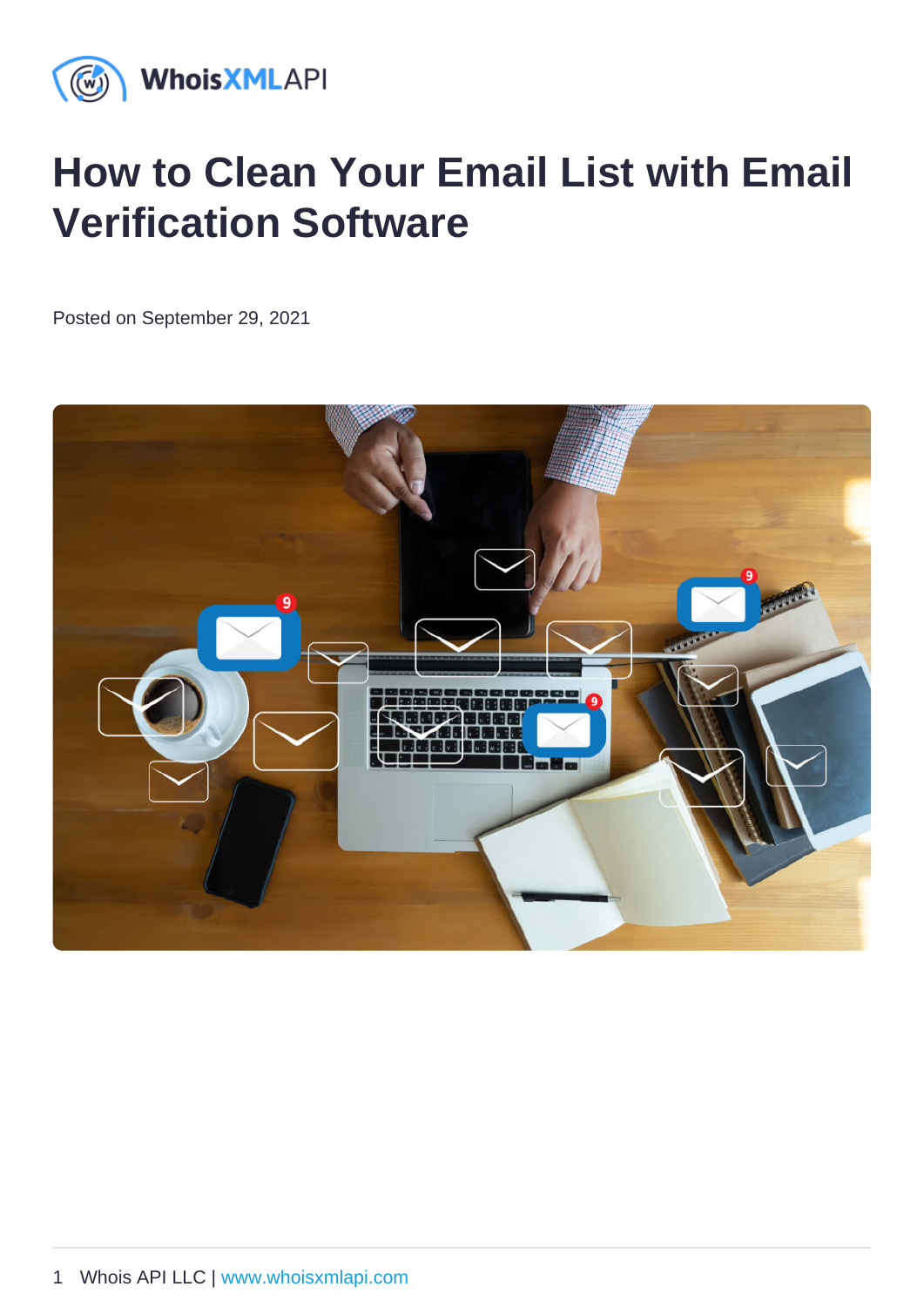# How to Clean Your Email List with Email Verification Software

Posted on September 29, 2021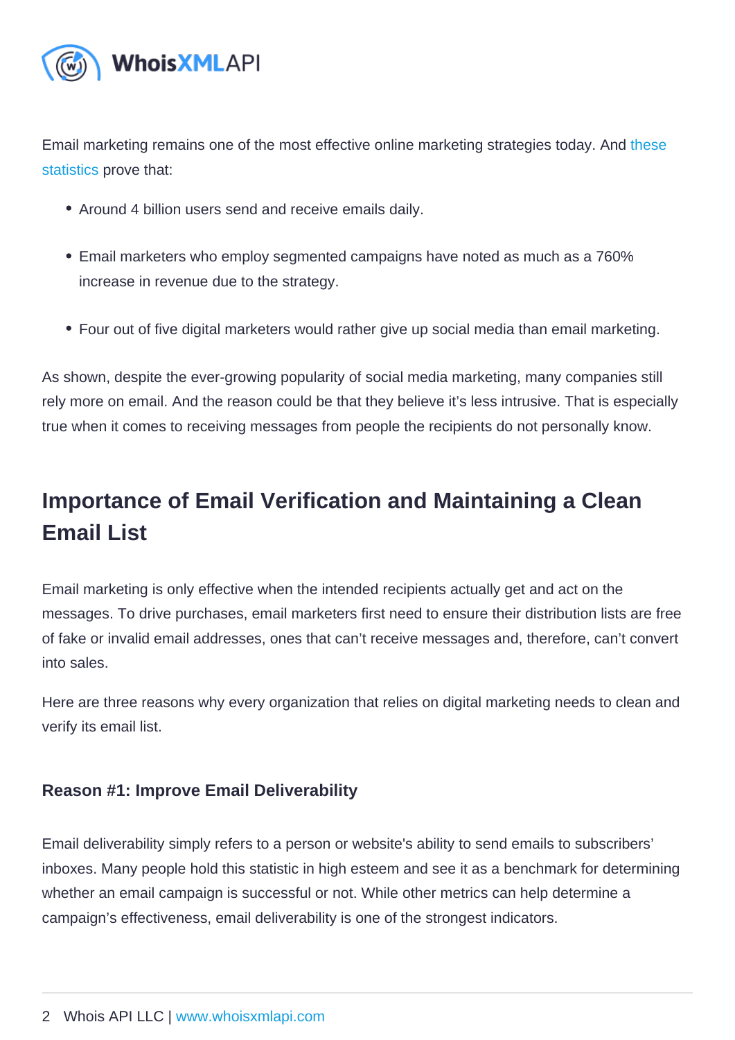Email marketing remains one of the most effective online marketing strategies today. And these statistics prove that:

- Around 4 billion users send and receive emails daily.
- Email marketers who employ segmented campaigns have noted as much as a 760% increase in revenue due to the strategy.
- Four out of five digital marketers would rather give up social media than email marketing.

As shown, despite the ever-growing popularity of social media marketing, many companies still rely more on email. And the reason could be that they believe it's less intrusive. That is especially true when it comes to receiving messages from people the recipients do not personally know.

## Importance of Email Verification and Maintaining a Clean Email List

Email marketing is only effective when the intended recipients actually get and act on the messages. To drive purchases, email marketers first need to ensure their distribution lists are free of fake or invalid email addresses, ones that can't receive messages and, therefore, can't convert into sales.

Here are three reasons why every organization that relies on digital marketing needs to clean and verify its email list.

### Reason #1: Improve Email Deliverability

Email deliverability simply refers to a person or website's ability to send emails to subscribers' inboxes. Many people hold this statistic in high esteem and see it as a benchmark for determining whether an email campaign is successful or not. While other metrics can help determine a campaign's effectiveness, email deliverability is one of the strongest indicators.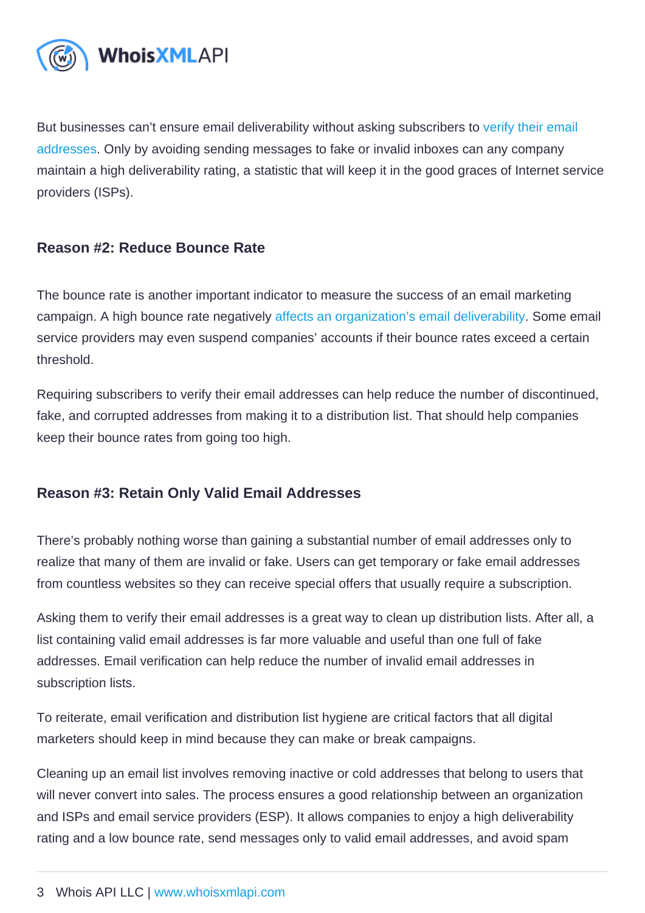But businesses can't ensure email deliverability without asking subscribers to verify their email addresses. Only by avoiding sending messages to fake or invalid inboxes can any company maintain a high deliverability rating, a statistic that will keep it in the good graces of Internet service providers (ISPs).

### Reason #2: Reduce Bounce Rate

The bounce rate is another important indicator to measure the success of an email marketing campaign. A high bounce rate negatively affects an organization's email deliverability. Some email service providers may even suspend companies' accounts if their bounce rates exceed a certain threshold.

Requiring subscribers to verify their email addresses can help reduce the number of discontinued, fake, and corrupted addresses from making it to a distribution list. That should help companies keep their bounce rates from going too high.

### Reason #3: Retain Only Valid Email Addresses

There's probably nothing worse than gaining a substantial number of email addresses only to realize that many of them are invalid or fake. Users can get temporary or fake email addresses from countless websites so they can receive special offers that usually require a subscription.

Asking them to verify their email addresses is a great way to clean up distribution lists. After all, a list containing valid email addresses is far more valuable and useful than one full of fake addresses. Email verification can help reduce the number of invalid email addresses in subscription lists.

To reiterate, email verification and distribution list hygiene are critical factors that all digital marketers should keep in mind because they can make or break campaigns.

Cleaning up an email list involves removing inactive or cold addresses that belong to users that will never convert into sales. The process ensures a good relationship between an organization and ISPs and email service providers (ESP). It allows companies to enjoy a high deliverability rating and a low bounce rate, send messages only to valid email addresses, and avoid spam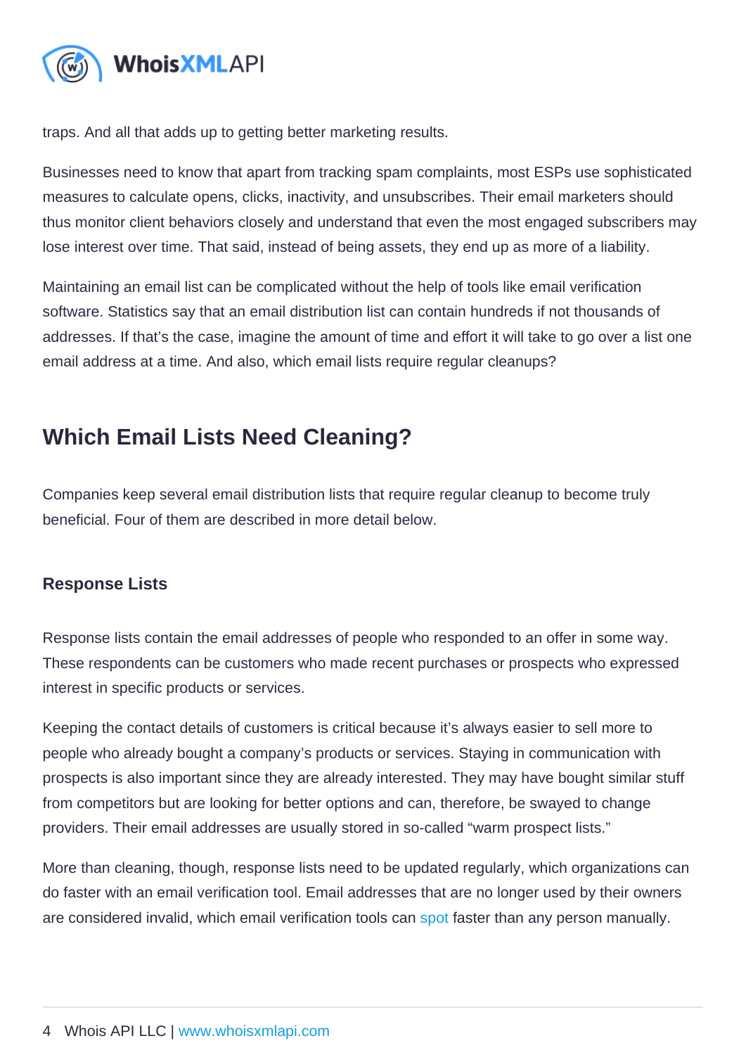traps. And all that adds up to getting better marketing results.

Businesses need to know that apart from tracking spam complaints, most ESPs use sophisticated measures to calculate opens, clicks, inactivity, and unsubscribes. Their email marketers should thus monitor client behaviors closely and understand that even the most engaged subscribers may lose interest over time. That said, instead of being assets, they end up as more of a liability.

Maintaining an email list can be complicated without the help of tools like email verification software. Statistics say that an email distribution list can contain hundreds if not thousands of addresses. If that's the case, imagine the amount of time and effort it will take to go over a list one email address at a time. And also, which email lists require regular cleanups?

## Which Email Lists Need Cleaning?

Companies keep several email distribution lists that require regular cleanup to become truly beneficial. Four of them are described in more detail below.

### Response Lists

Response lists contain the email addresses of people who responded to an offer in some way. These respondents can be customers who made recent purchases or prospects who expressed interest in specific products or services.

Keeping the contact details of customers is critical because it's always easier to sell more to people who already bought a company's products or services. Staying in communication with prospects is also important since they are already interested. They may have bought similar stuff from competitors but are looking for better options and can, therefore, be swayed to change providers. Their email addresses are usually stored in so-called "warm prospect lists."

More than cleaning, though, response lists need to be updated regularly, which organizations can do faster with an email verification tool. Email addresses that are no longer used by their owners are considered invalid, which email verification tools can spot faster than any person manually.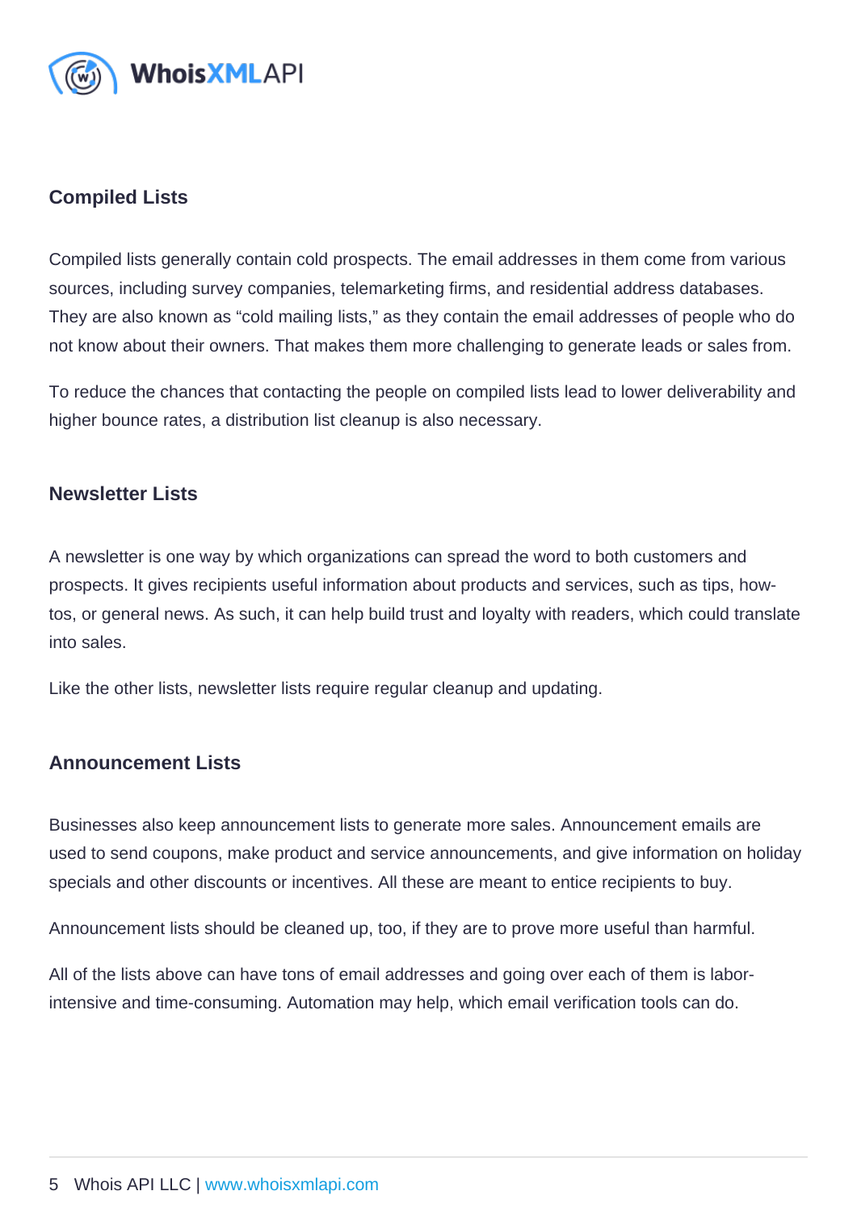### Compiled Lists

Compiled lists generally contain cold prospects. The email addresses in them come from various sources, including survey companies, telemarketing firms, and residential address databases. They are also known as “cold mailing lists,” as they contain the email addresses of people who do not know about their owners. That makes them more challenging to generate leads or sales from.

To reduce the chances that contacting the people on compiled lists lead to lower deliverability and higher bounce rates, a distribution list cleanup is also necessary.

### Newsletter Lists

A newsletter is one way by which organizations can spread the word to both customers and prospects. It gives recipients useful information about products and services, such as tips, how-tos, or general news. As such, it can help build trust and loyalty with readers, which could translate into sales.

Like the other lists, newsletter lists require regular cleanup and updating.

### Announcement Lists

Businesses also keep announcement lists to generate more sales. Announcement emails are used to send coupons, make product and service announcements, and give information on holiday specials and other discounts or incentives. All these are meant to entice recipients to buy.

Announcement lists should be cleaned up, too, if they are to prove more useful than harmful.

All of the lists above can have tons of email addresses and going over each of them is labor-intensive and time-consuming. Automation may help, which email verification tools can do.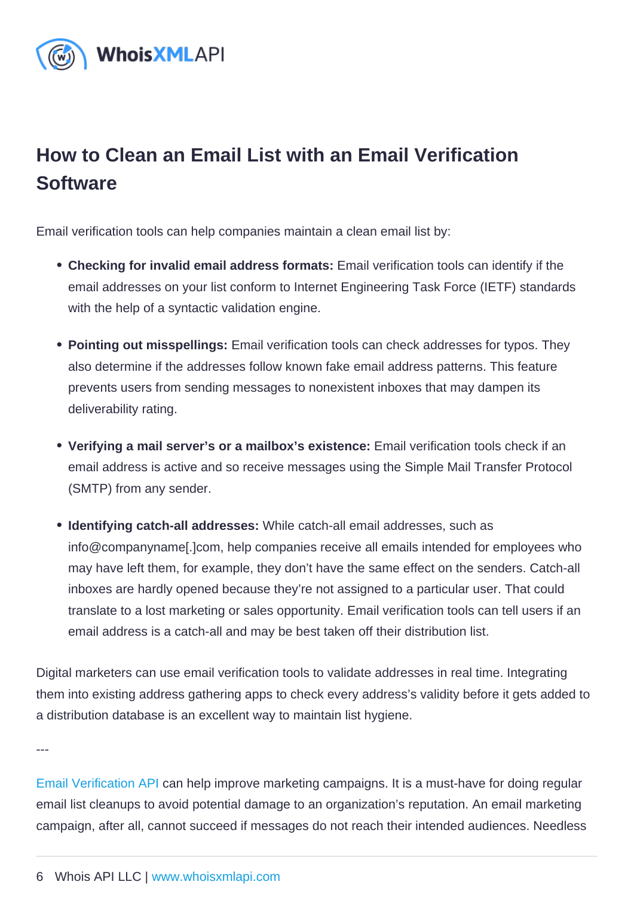## How to Clean an Email List with an Email Verification Software

Email verification tools can help companies maintain a clean email list by:

- **Checking for invalid email address formats:** Email verification tools can identify if the email addresses on your list conform to Internet Engineering Task Force (IETF) standards with the help of a syntactic validation engine.
- **Pointing out misspellings:** Email verification tools can check addresses for typos. They also determine if the addresses follow known fake email address patterns. This feature prevents users from sending messages to nonexistent inboxes that may dampen its deliverability rating.
- **Verifying a mail server's or a mailbox's existence:** Email verification tools check if an email address is active and so receive messages using the Simple Mail Transfer Protocol (SMTP) from any sender.
- **Identifying catch-all addresses:** While catch-all email addresses, such as info@companyname[.]com, help companies receive all emails intended for employees who may have left them, for example, they don't have the same effect on the senders. Catch-all inboxes are hardly opened because they're not assigned to a particular user. That could translate to a lost marketing or sales opportunity. Email verification tools can tell users if an email address is a catch-all and may be best taken off their distribution list.

Digital marketers can use email verification tools to validate addresses in real time. Integrating them into existing address gathering apps to check every address's validity before it gets added to a distribution database is an excellent way to maintain list hygiene.

---

Email Verification API can help improve marketing campaigns. It is a must-have for doing regular email list cleanups to avoid potential damage to an organization's reputation. An email marketing campaign, after all, cannot succeed if messages do not reach their intended audiences. Needless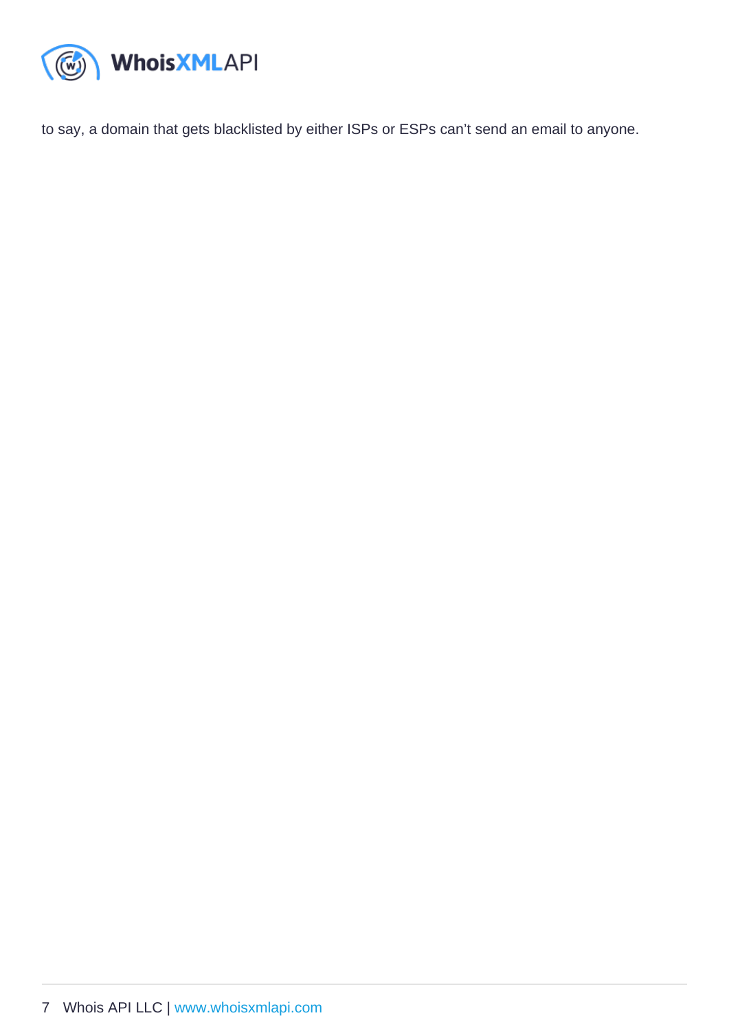to say, a domain that gets blacklisted by either ISPs or ESPs can’t send an email to anyone.